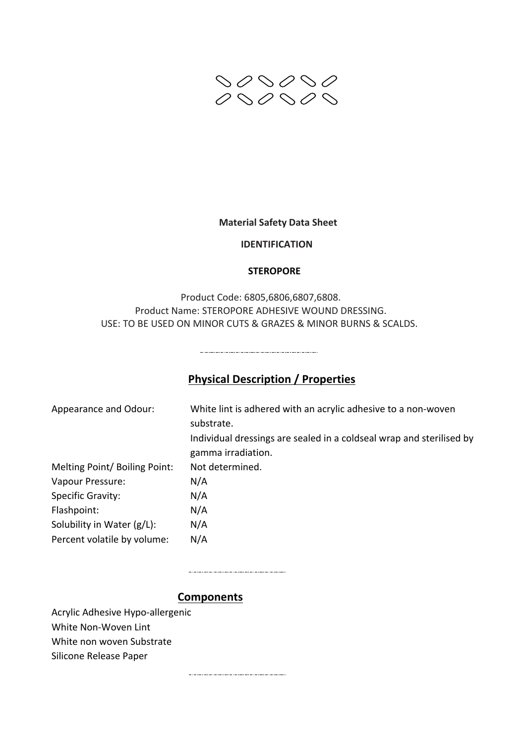**Material Safety Data Sheet**

**IDENTIFICATION**

**STEROPORE**

Product Code: 6805,6806,6807,6808.
Product Name: STEROPORE ADHESIVE WOUND DRESSING.
USE: TO BE USED ON MINOR CUTS & GRAZES & MINOR BURNS & SCALDS.

---

## Physical Description / Properties

| | |
|---|---|
| Appearance and Odour: | White lint is adhered with an acrylic adhesive to a non-woven substrate. Individual dressings are sealed in a coldseal wrap and sterilised by gamma irradiation. |
| Melting Point/ Boiling Point: | Not determined. |
| Vapour Pressure: | N/A |
| Specific Gravity: | N/A |
| Flashpoint: | N/A |
| Solubility in Water (g/L): | N/A |
| Percent volatile by volume: | N/A |

---

## Components

Acrylic Adhesive Hypo-allergenic
White Non-Woven Lint
White non woven Substrate
Silicone Release Paper

---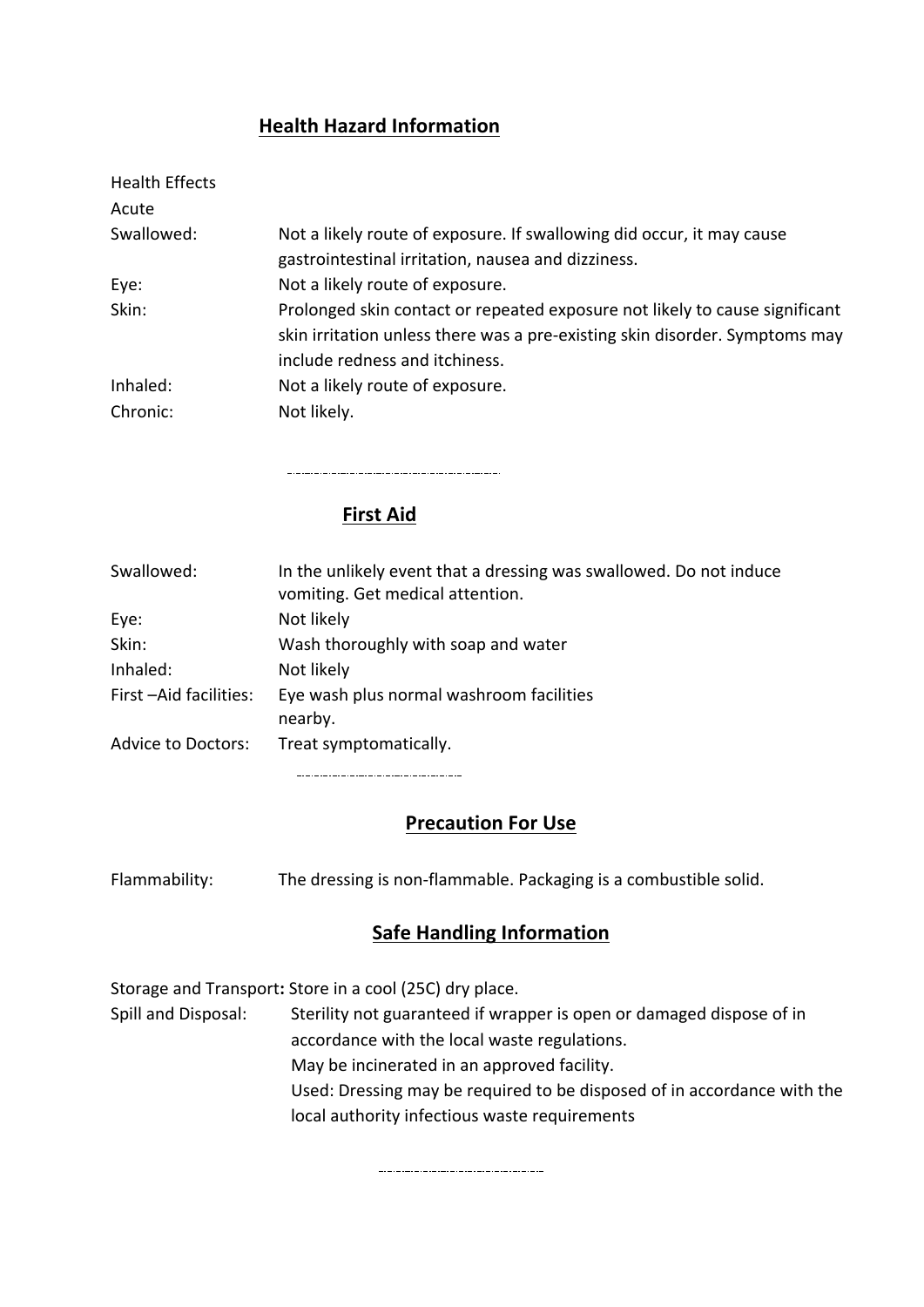## Health Hazard Information

Health Effects

Acute

| | |
|---|---|
| Swallowed: | Not a likely route of exposure. If swallowing did occur, it may cause gastrointestinal irritation, nausea and dizziness. |
| Eye: | Not a likely route of exposure. |
| Skin: | Prolonged skin contact or repeated exposure not likely to cause significant skin irritation unless there was a pre-existing skin disorder. Symptoms may include redness and itchiness. |
| Inhaled: | Not a likely route of exposure. |
| Chronic: | Not likely. |

---

## First Aid

| | |
|---|---|
| Swallowed: | In the unlikely event that a dressing was swallowed. Do not induce vomiting. Get medical attention. |
| Eye: | Not likely |
| Skin: | Wash thoroughly with soap and water |
| Inhaled: | Not likely |
| First –Aid facilities: | Eye wash plus normal washroom facilities nearby. |
| Advice to Doctors: | Treat symptomatically. |

---

## Precaution For Use

Flammability: The dressing is non-flammable. Packaging is a combustible solid.

## Safe Handling Information

Storage and Transport**:** Store in a cool (25C) dry place.

Spill and Disposal: Sterility not guaranteed if wrapper is open or damaged dispose of in accordance with the local waste regulations.
May be incinerated in an approved facility.
Used: Dressing may be required to be disposed of in accordance with the local authority infectious waste requirements

---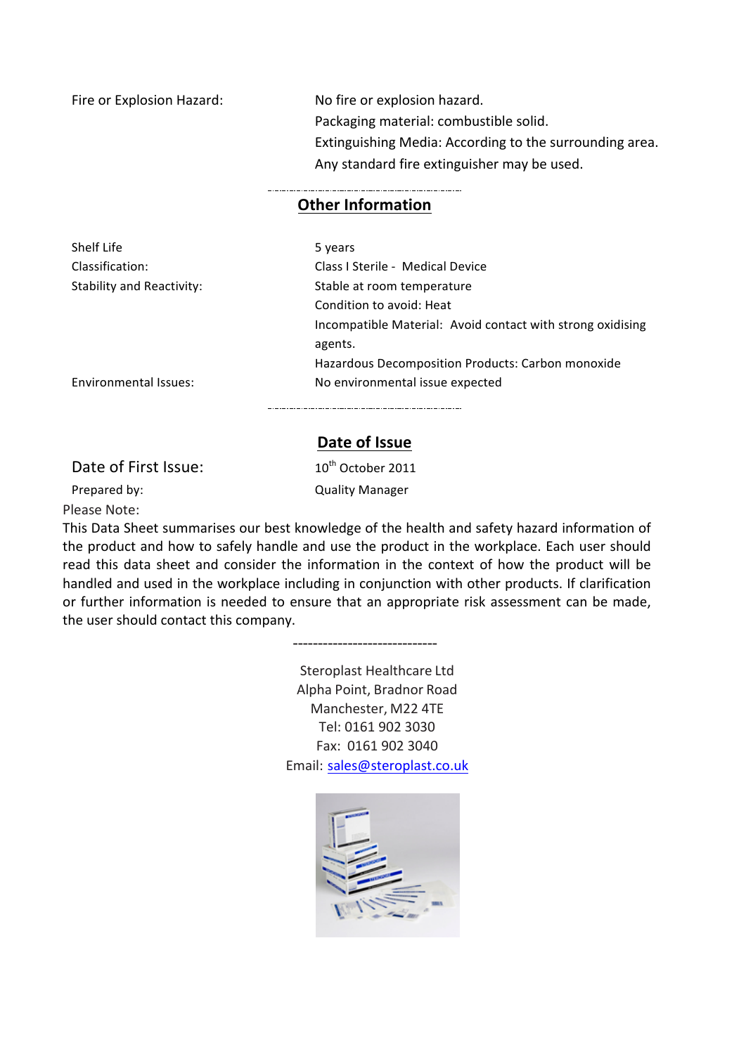| | |
|---|---|
| Fire or Explosion Hazard: | No fire or explosion hazard.<br>Packaging material: combustible solid.<br>Extinguishing Media: According to the surrounding area.<br>Any standard fire extinguisher may be used. |

## Other Information

| | |
|---|---|
| Shelf Life | 5 years |
| Classification: | Class I Sterile - Medical Device |
| Stability and Reactivity: | Stable at room temperature<br>Condition to avoid: Heat<br>Incompatible Material: Avoid contact with strong oxidising agents.<br>Hazardous Decomposition Products: Carbon monoxide |
| Environmental Issues: | No environmental issue expected |

## Date of Issue

| | |
|---|---|
| Date of First Issue: | 10th October 2011 |
| Prepared by: | Quality Manager |

Please Note:

This Data Sheet summarises our best knowledge of the health and safety hazard information of the product and how to safely handle and use the product in the workplace. Each user should read this data sheet and consider the information in the context of how the product will be handled and used in the workplace including in conjunction with other products. If clarification or further information is needed to ensure that an appropriate risk assessment can be made, the user should contact this company.

-----------------------------

Steroplast Healthcare Ltd
Alpha Point, Bradnor Road
Manchester, M22 4TE
Tel: 0161 902 3030
Fax: 0161 902 3040
Email: sales@steroplast.co.uk